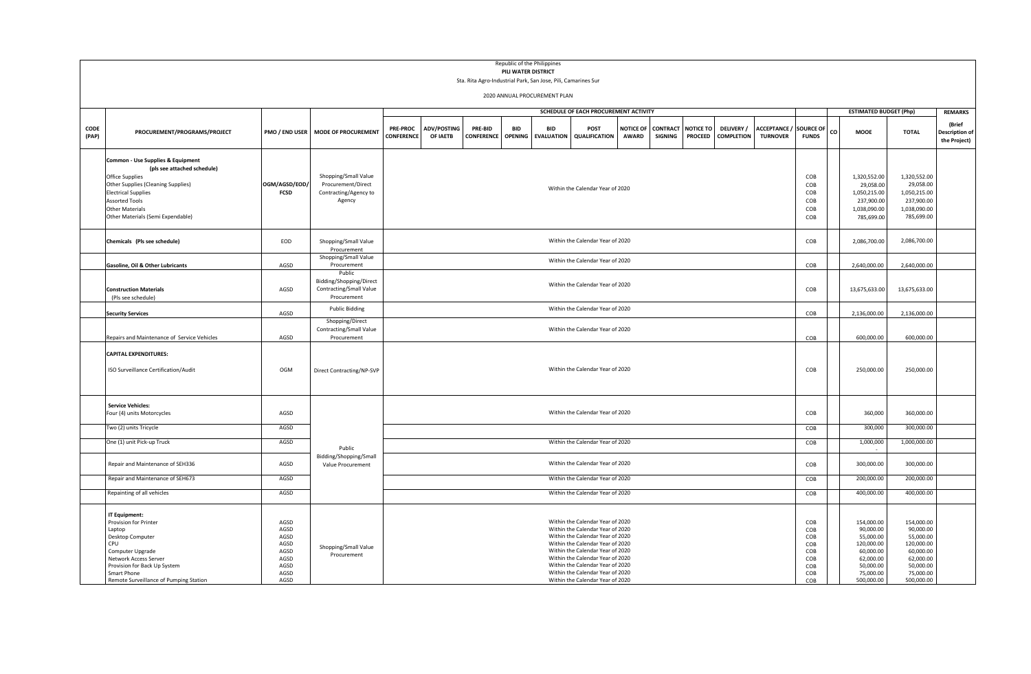Republic of the Philippines
**PILI WATER DISTRICT**
Sta. Rita Agro-Industrial Park, San Jose, Pili, Camarines Sur

2020 ANNUAL PROCUREMENT PLAN

| CODE (PAP) | PROCUREMENT/PROGRAMS/PROJECT | PMO / END USER | MODE OF PROCUREMENT | SCHEDULE OF EACH PROCUREMENT ACTIVITY | | | | | | | | | | | SOURCE OF FUNDS | ESTIMATED BUDGET (Php) | | | REMARKS |
|---|---|---|---|---|---|---|---|---|---|---|---|---|---|---|---|---|---|---|---|
| | | | | PRE-PROC CONFERENCE | ADV/POSTING OF IAETB | PRE-BID CONFERENCE | BID OPENING | BID EVALUATION | POST QUALIFICATION | NOTICE OF AWARD | CONTRACT SIGNING | NOTICE TO PROCEED | DELIVERY / COMPLETION | ACCEPTANCE / TURNOVER | | CO | MOOE | TOTAL | (Brief Description of the Project) |
| | **Common - Use Supplies & Equipment** **(pls see attached schedule)** | OGM/AGSD/EOD/ FCSD | Shopping/Small Value Procurement/Direct Contracting/Agency to Agency | Within the Calendar Year of 2020 | | | | | | | | | | | | | | | |
| | Office Supplies | | | | | | | | | | | | | | COB | | 1,320,552.00 | 1,320,552.00 | |
| | Other Supplies (Cleaning Supplies) | | | | | | | | | | | | | | COB | | 29,058.00 | 29,058.00 | |
| | Electrical Supplies | | | | | | | | | | | | | | COB | | 1,050,215.00 | 1,050,215.00 | |
| | Assorted Tools | | | | | | | | | | | | | | COB | | 237,900.00 | 237,900.00 | |
| | Other Materials | | | | | | | | | | | | | | COB | | 1,038,090.00 | 1,038,090.00 | |
| | Other Materials (Semi Expendable) | | | | | | | | | | | | | | COB | | 785,699.00 | 785,699.00 | |
| | **Chemicals (Pls see schedule)** | EOD | Shopping/Small Value Procurement | Within the Calendar Year of 2020 | | | | | | | | | | | COB | | 2,086,700.00 | 2,086,700.00 | |
| | **Gasoline, Oil & Other Lubricants** | AGSD | Shopping/Small Value Procurement | Within the Calendar Year of 2020 | | | | | | | | | | | COB | | 2,640,000.00 | 2,640,000.00 | |
| | **Construction Materials** (Pls see schedule) | AGSD | Public Bidding/Shopping/Direct Contracting/Small Value Procurement | Within the Calendar Year of 2020 | | | | | | | | | | | COB | | 13,675,633.00 | 13,675,633.00 | |
| | **Security Services** | AGSD | Public Bidding | Within the Calendar Year of 2020 | | | | | | | | | | | COB | | 2,136,000.00 | 2,136,000.00 | |
| | Repairs and Maintenance of Service Vehicles | AGSD | Shopping/Direct Contracting/Small Value Procurement | Within the Calendar Year of 2020 | | | | | | | | | | | COB | | 600,000.00 | 600,000.00 | |
| | **CAPITAL EXPENDITURES:** | | | | | | | | | | | | | | | | | | |
| | ISO Surveillance Certification/Audit | OGM | Direct Contracting/NP-SVP | Within the Calendar Year of 2020 | | | | | | | | | | | COB | | 250,000.00 | 250,000.00 | |
| | **Service Vehicles:** | | Public Bidding/Shopping/Small Value Procurement | | | | | | | | | | | | | | | | |
| | Four (4) units Motorcycles | AGSD | | Within the Calendar Year of 2020 | | | | | | | | | | | COB | | 360,000 | 360,000.00 | |
| | Two (2) units Tricycle | AGSD | | | | | | | | | | | | | COB | | 300,000 | 300,000.00 | |
| | One (1) unit Pick-up Truck | AGSD | | Within the Calendar Year of 2020 | | | | | | | | | | | COB | | 1,000,000 | 1,000,000.00 | |
| | Repair and Maintenance of SEH336 | AGSD | | Within the Calendar Year of 2020 | | | | | | | | | | | COB | | 300,000.00 | 300,000.00 | |
| | Repair and Maintenance of SEH673 | AGSD | | Within the Calendar Year of 2020 | | | | | | | | | | | COB | | 200,000.00 | 200,000.00 | |
| | Repainting of all vehicles | AGSD | | Within the Calendar Year of 2020 | | | | | | | | | | | COB | | 400,000.00 | 400,000.00 | |
| | **IT Equipment:** | | Shopping/Small Value Procurement | | | | | | | | | | | | | | | | |
| | Provision for Printer | AGSD | | Within the Calendar Year of 2020 | | | | | | | | | | | COB | | 154,000.00 | 154,000.00 | |
| | Laptop | AGSD | | Within the Calendar Year of 2020 | | | | | | | | | | | COB | | 90,000.00 | 90,000.00 | |
| | Desktop Computer | AGSD | | Within the Calendar Year of 2020 | | | | | | | | | | | COB | | 55,000.00 | 55,000.00 | |
| | CPU | AGSD | | Within the Calendar Year of 2020 | | | | | | | | | | | COB | | 120,000.00 | 120,000.00 | |
| | Computer Upgrade | AGSD | | Within the Calendar Year of 2020 | | | | | | | | | | | COB | | 60,000.00 | 60,000.00 | |
| | Network Access Server | AGSD | | Within the Calendar Year of 2020 | | | | | | | | | | | COB | | 62,000.00 | 62,000.00 | |
| | Provision for Back Up System | AGSD | | Within the Calendar Year of 2020 | | | | | | | | | | | COB | | 50,000.00 | 50,000.00 | |
| | Smart Phone | AGSD | | Within the Calendar Year of 2020 | | | | | | | | | | | COB | | 75,000.00 | 75,000.00 | |
| | Remote Surveillance of Pumping Station | AGSD | | Within the Calendar Year of 2020 | | | | | | | | | | | COB | | 500,000.00 | 500,000.00 | |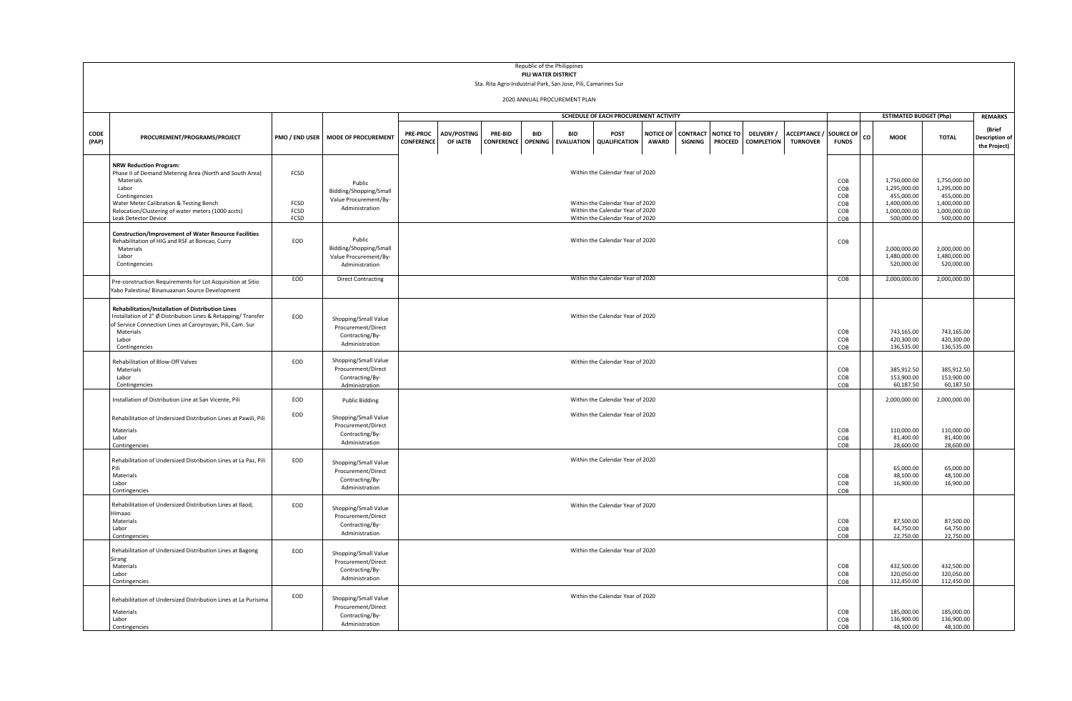Republic of the Philippines
**PILI WATER DISTRICT**
Sta. Rita Agro-Industrial Park, San Jose, Pili, Camarines Sur

2020 ANNUAL PROCUREMENT PLAN

| CODE (PAP) | PROCUREMENT/PROGRAMS/PROJECT | PMO / END USER | MODE OF PROCUREMENT | SCHEDULE OF EACH PROCUREMENT ACTIVITY | | | | | | | | | | | | SOURCE OF FUNDS | ESTIMATED BUDGET (Php) | | | REMARKS |
|---|---|---|---|---|---|---|---|---|---|---|---|---|---|---|---|---|---|---|---|---|
| | | | | PRE-PROC CONFERENCE | ADV/POSTING OF IAETB | PRE-BID CONFERENCE | BID OPENING | BID EVALUATION | POST QUALIFICATION | NOTICE OF AWARD | CONTRACT SIGNING | NOTICE TO PROCEED | DELIVERY / COMPLETION | ACCEPTANCE / TURNOVER | | CO | MOOE | TOTAL | (Brief Description of the Project) |
| | **NRW Reduction Program:** | | | | | | | | | | | | | | | | | | | |
| | Phase II of Demand Metering Area (North and South Area) | FCSD | Public Bidding/Shopping/Small Value Procurement/By-Administration | Within the Calendar Year of 2020 | | | | | | | | | | | | | | | | |
| | Materials | | | | | | | | | | | | | | COB | | 1,750,000.00 | 1,750,000.00 | |
| | Labor | | | | | | | | | | | | | | COB | | 1,295,000.00 | 1,295,000.00 | |
| | Contingencies | | | | | | | | | | | | | | COB | | 455,000.00 | 455,000.00 | |
| | Water Meter Calibration & Testing Bench | FCSD | | Within the Calendar Year of 2020 | | | | | | | | | | | COB | | 1,400,000.00 | 1,400,000.00 | |
| | Relocation/Clustering of water meters (1000 accts) | FCSD | | Within the Calendar Year of 2020 | | | | | | | | | | | COB | | 1,000,000.00 | 1,000,000.00 | |
| | Leak Detector Device | FCSD | | Within the Calendar Year of 2020 | | | | | | | | | | | COB | | 500,000.00 | 500,000.00 | |
| | **Construction/Improvement of Water Resource Facilities** | | | | | | | | | | | | | | | | | | | |
| | Rehabilitation of HIG and RSF at Boncao, Curry | EOD | Public Bidding/Shopping/Small Value Procurement/By-Administration | Within the Calendar Year of 2020 | | | | | | | | | | | COB | | | | |
| | Materials | | | | | | | | | | | | | | | | 2,000,000.00 | 2,000,000.00 | |
| | Labor | | | | | | | | | | | | | | | | 1,480,000.00 | 1,480,000.00 | |
| | Contingencies | | | | | | | | | | | | | | | | 520,000.00 | 520,000.00 | |
| | Pre-construction Requirements for Lot Acquisition at Sitio Yabo Palestina/ Binanuaanan Source Development | EOD | Direct Contracting | Within the Calendar Year of 2020 | | | | | | | | | | | COB | | 2,000,000.00 | 2,000,000.00 | |
| | **Rehabilitation/Installation of Distribution Lines** | | | | | | | | | | | | | | | | | | | |
| | Installation of 2" Ø Distribution Lines & Retapping/ Transfer of Service Connection Lines at Caroyroyan, Pili, Cam. Sur | EOD | Shopping/Small Value Procurement/Direct Contracting/By-Administration | Within the Calendar Year of 2020 | | | | | | | | | | | | | | | |
| | Materials | | | | | | | | | | | | | | COB | | 743,165.00 | 743,165.00 | |
| | Labor | | | | | | | | | | | | | | COB | | 420,300.00 | 420,300.00 | |
| | Contingencies | | | | | | | | | | | | | | COB | | 136,535.00 | 136,535.00 | |
| | Rehabilitation of Blow-Off Valves | EOD | Shopping/Small Value Procurement/Direct Contracting/By-Administration | Within the Calendar Year of 2020 | | | | | | | | | | | | | | | |
| | Materials | | | | | | | | | | | | | | COB | | 385,912.50 | 385,912.50 | |
| | Labor | | | | | | | | | | | | | | COB | | 153,900.00 | 153,900.00 | |
| | Contingencies | | | | | | | | | | | | | | COB | | 60,187.50 | 60,187.50 | |
| | Installation of Distribution Line at San Vicente, Pili | EOD | Public Bidding | Within the Calendar Year of 2020 | | | | | | | | | | | | | 2,000,000.00 | 2,000,000.00 | |
| | Rehabilitation of Undersized Distribution Lines at Pawili, Pili | EOD | Shopping/Small Value Procurement/Direct Contracting/By-Administration | Within the Calendar Year of 2020 | | | | | | | | | | | | | | | |
| | Materials | | | | | | | | | | | | | | COB | | 110,000.00 | 110,000.00 | |
| | Labor | | | | | | | | | | | | | | COB | | 81,400.00 | 81,400.00 | |
| | Contingencies | | | | | | | | | | | | | | COB | | 28,600.00 | 28,600.00 | |
| | Rehabilitation of Undersized Distribution Lines at La Paz, Pili | EOD | Shopping/Small Value Procurement/Direct Contracting/By-Administration | Within the Calendar Year of 2020 | | | | | | | | | | | | | | | |
| | Materials | | | | | | | | | | | | | | COB | | 65,000.00 | 65,000.00 | |
| | Labor | | | | | | | | | | | | | | COB | | 48,100.00 | 48,100.00 | |
| | Contingencies | | | | | | | | | | | | | | COB | | 16,900.00 | 16,900.00 | |
| | Rehabilitation of Undersized Distribution Lines at Ilaod, Himaao | EOD | Shopping/Small Value Procurement/Direct Contracting/By-Administration | Within the Calendar Year of 2020 | | | | | | | | | | | | | | | |
| | Materials | | | | | | | | | | | | | | COB | | 87,500.00 | 87,500.00 | |
| | Labor | | | | | | | | | | | | | | COB | | 64,750.00 | 64,750.00 | |
| | Contingencies | | | | | | | | | | | | | | COB | | 22,750.00 | 22,750.00 | |
| | Rehabilitation of Undersized Distribution Lines at Bagong Sirang | EOD | Shopping/Small Value Procurement/Direct Contracting/By-Administration | Within the Calendar Year of 2020 | | | | | | | | | | | | | | | |
| | Materials | | | | | | | | | | | | | | COB | | 432,500.00 | 432,500.00 | |
| | Labor | | | | | | | | | | | | | | COB | | 320,050.00 | 320,050.00 | |
| | Contingencies | | | | | | | | | | | | | | COB | | 112,450.00 | 112,450.00 | |
| | Rehabilitation of Undersized Distribution Lines at La Purisima | EOD | Shopping/Small Value Procurement/Direct Contracting/By-Administration | Within the Calendar Year of 2020 | | | | | | | | | | | | | | | |
| | Materials | | | | | | | | | | | | | | COB | | 185,000.00 | 185,000.00 | |
| | Labor | | | | | | | | | | | | | | COB | | 136,900.00 | 136,900.00 | |
| | Contingencies | | | | | | | | | | | | | | COB | | 48,100.00 | 48,100.00 | |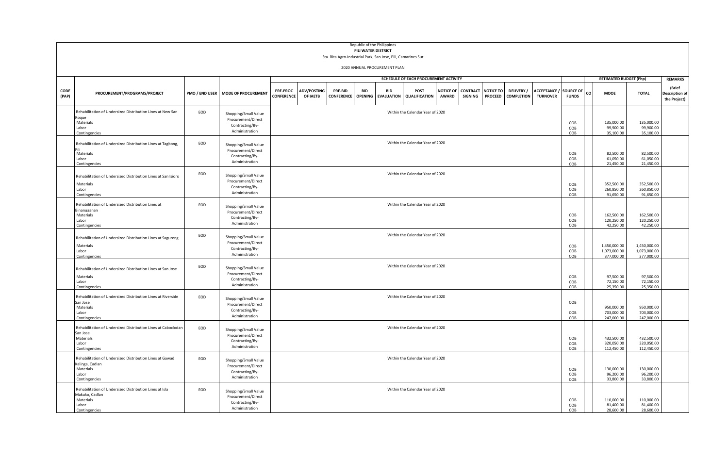Republic of the Philippines
**PILI WATER DISTRICT**
Sta. Rita Agro-Industrial Park, San Jose, Pili, Camarines Sur

2020 ANNUAL PROCUREMENT PLAN

| CODE (PAP) | PROCUREMENT/PROGRAMS/PROJECT | PMO / END USER | MODE OF PROCUREMENT | SCHEDULE OF EACH PROCUREMENT ACTIVITY | | | | | | | | | | | SOURCE OF FUNDS | ESTIMATED BUDGET (Php) | | | REMARKS |
|---|---|---|---|---|---|---|---|---|---|---|---|---|---|---|---|---|---|---|---|
| | | | | PRE-PROC CONFERENCE | ADV/POSTING OF IAETB | PRE-BID CONFERENCE | BID OPENING | BID EVALUATION | POST QUALIFICATION | NOTICE OF AWARD | CONTRACT SIGNING | NOTICE TO PROCEED | DELIVERY / COMPLETION | ACCEPTANCE / TURNOVER | | CO | MOOE | TOTAL | (Brief Description of the Project) |
| | Rehabilitation of Undersized Distribution Lines at New San Roque | EOD | Shopping/Small Value Procurement/Direct Contracting/By-Administration | Within the Calendar Year of 2020 | | | | | | | | | | | | | | | |
| | Materials | | | | | | | | | | | | | | COB | | 135,000.00 | 135,000.00 | |
| | Labor | | | | | | | | | | | | | | COB | | 99,900.00 | 99,900.00 | |
| | Contingencies | | | | | | | | | | | | | | COB | | 35,100.00 | 35,100.00 | |
| | Rehabilitation of Undersized Distribution Lines at Tagbong, Pili | EOD | Shopping/Small Value Procurement/Direct Contracting/By-Administration | Within the Calendar Year of 2020 | | | | | | | | | | | | | | | |
| | Materials | | | | | | | | | | | | | | COB | | 82,500.00 | 82,500.00 | |
| | Labor | | | | | | | | | | | | | | COB | | 61,050.00 | 61,050.00 | |
| | Contingencies | | | | | | | | | | | | | | COB | | 21,450.00 | 21,450.00 | |
| | Rehabilitation of Undersized Distribution Lines at San Isidro | EOD | Shopping/Small Value Procurement/Direct Contracting/By-Administration | Within the Calendar Year of 2020 | | | | | | | | | | | | | | | |
| | Materials | | | | | | | | | | | | | | COB | | 352,500.00 | 352,500.00 | |
| | Labor | | | | | | | | | | | | | | COB | | 260,850.00 | 260,850.00 | |
| | Contingencies | | | | | | | | | | | | | | COB | | 91,650.00 | 91,650.00 | |
| | Rehabilitation of Undersized Distribution Lines at Binanuaanan | EOD | Shopping/Small Value Procurement/Direct Contracting/By-Administration | Within the Calendar Year of 2020 | | | | | | | | | | | | | | | |
| | Materials | | | | | | | | | | | | | | COB | | 162,500.00 | 162,500.00 | |
| | Labor | | | | | | | | | | | | | | COB | | 120,250.00 | 120,250.00 | |
| | Contingencies | | | | | | | | | | | | | | COB | | 42,250.00 | 42,250.00 | |
| | Rehabilitation of Undersized Distribution Lines at Sagurong | EOD | Shopping/Small Value Procurement/Direct Contracting/By-Administration | Within the Calendar Year of 2020 | | | | | | | | | | | | | | | |
| | Materials | | | | | | | | | | | | | | COB | | 1,450,000.00 | 1,450,000.00 | |
| | Labor | | | | | | | | | | | | | | COB | | 1,073,000.00 | 1,073,000.00 | |
| | Contingencies | | | | | | | | | | | | | | COB | | 377,000.00 | 377,000.00 | |
| | Rehabilitation of Undersized Distribution Lines at San Jose | EOD | Shopping/Small Value Procurement/Direct Contracting/By-Administration | Within the Calendar Year of 2020 | | | | | | | | | | | | | | | |
| | Materials | | | | | | | | | | | | | | COB | | 97,500.00 | 97,500.00 | |
| | Labor | | | | | | | | | | | | | | COB | | 72,150.00 | 72,150.00 | |
| | Contingencies | | | | | | | | | | | | | | COB | | 25,350.00 | 25,350.00 | |
| | Rehabilitation of Undersized Distribution Lines at Riverside San Jose | EOD | Shopping/Small Value Procurement/Direct Contracting/By-Administration | Within the Calendar Year of 2020 | | | | | | | | | | | | | | | |
| | Materials | | | | | | | | | | | | | | COB | | 950,000.00 | 950,000.00 | |
| | Labor | | | | | | | | | | | | | | COB | | 703,000.00 | 703,000.00 | |
| | Contingencies | | | | | | | | | | | | | | COB | | 247,000.00 | 247,000.00 | |
| | Rehabilitation of Undersized Distribution Lines at Caboclodan San Jose | EOD | Shopping/Small Value Procurement/Direct Contracting/By-Administration | Within the Calendar Year of 2020 | | | | | | | | | | | | | | | |
| | Materials | | | | | | | | | | | | | | COB | | 432,500.00 | 432,500.00 | |
| | Labor | | | | | | | | | | | | | | COB | | 320,050.00 | 320,050.00 | |
| | Contingencies | | | | | | | | | | | | | | COB | | 112,450.00 | 112,450.00 | |
| | Rehabilitation of Undersized Distribution Lines at Gawad Kalinga, Cadlan | EOD | Shopping/Small Value Procurement/Direct Contracting/By-Administration | Within the Calendar Year of 2020 | | | | | | | | | | | | | | | |
| | Materials | | | | | | | | | | | | | | COB | | 130,000.00 | 130,000.00 | |
| | Labor | | | | | | | | | | | | | | COB | | 96,200.00 | 96,200.00 | |
| | Contingencies | | | | | | | | | | | | | | COB | | 33,800.00 | 33,800.00 | |
| | Rehabilitation of Undersized Distribution Lines at Isla Makuko, Cadlan | EOD | Shopping/Small Value Procurement/Direct Contracting/By-Administration | Within the Calendar Year of 2020 | | | | | | | | | | | | | | | |
| | Materials | | | | | | | | | | | | | | COB | | 110,000.00 | 110,000.00 | |
| | Labor | | | | | | | | | | | | | | COB | | 81,400.00 | 81,400.00 | |
| | Contingencies | | | | | | | | | | | | | | COB | | 28,600.00 | 28,600.00 | |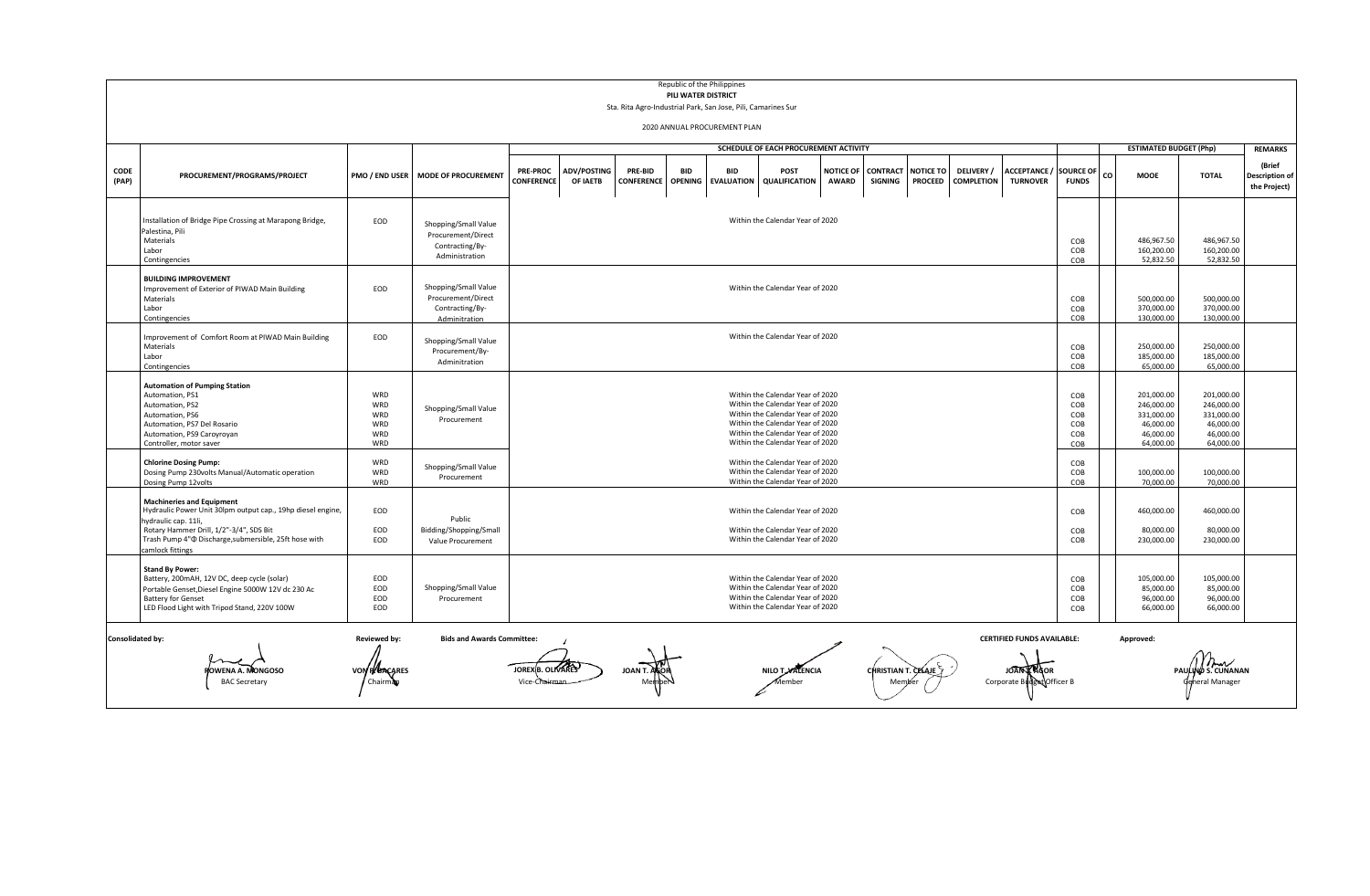Republic of the Philippines
**PILI WATER DISTRICT**
Sta. Rita Agro-Industrial Park, San Jose, Pili, Camarines Sur

2020 ANNUAL PROCUREMENT PLAN

| CODE (PAP) | PROCUREMENT/PROGRAMS/PROJECT | PMO / END USER | MODE OF PROCUREMENT | SCHEDULE OF EACH PROCUREMENT ACTIVITY | | | | | | | | | | | SOURCE OF FUNDS | ESTIMATED BUDGET (Php) | | | REMARKS |
|---|---|---|---|---|---|---|---|---|---|---|---|---|---|---|---|---|---|---|---|
| | | | | PRE-PROC CONFERENCE | ADV/POSTING OF IAETB | PRE-BID CONFERENCE | BID OPENING | BID EVALUATION | POST QUALIFICATION | NOTICE OF AWARD | CONTRACT SIGNING | NOTICE TO PROCEED | DELIVERY / COMPLETION | ACCEPTANCE / TURNOVER | | CO | MOOE | TOTAL | (Brief Description of the Project) |
| | Installation of Bridge Pipe Crossing at Marapong Bridge, Palestina, Pili | EOD | Shopping/Small Value Procurement/Direct Contracting/By-Administration | Within the Calendar Year of 2020 | | | | | | | | | | | | | | | |
| | Materials | | | | | | | | | | | | | | COB | | 486,967.50 | 486,967.50 | |
| | Labor | | | | | | | | | | | | | | COB | | 160,200.00 | 160,200.00 | |
| | Contingencies | | | | | | | | | | | | | | COB | | 52,832.50 | 52,832.50 | |
| | **BUILDING IMPROVEMENT** | | | | | | | | | | | | | | | | | | |
| | Improvement of Exterior of PIWAD Main Building | EOD | Shopping/Small Value Procurement/Direct Contracting/By-Adminitration | Within the Calendar Year of 2020 | | | | | | | | | | | | | | | |
| | Materials | | | | | | | | | | | | | | COB | | 500,000.00 | 500,000.00 | |
| | Labor | | | | | | | | | | | | | | COB | | 370,000.00 | 370,000.00 | |
| | Contingencies | | | | | | | | | | | | | | COB | | 130,000.00 | 130,000.00 | |
| | Improvement of Comfort Room at PIWAD Main Building | EOD | Shopping/Small Value Procurement/By-Adminitration | Within the Calendar Year of 2020 | | | | | | | | | | | | | | | |
| | Materials | | | | | | | | | | | | | | COB | | 250,000.00 | 250,000.00 | |
| | Labor | | | | | | | | | | | | | | COB | | 185,000.00 | 185,000.00 | |
| | Contingencies | | | | | | | | | | | | | | COB | | 65,000.00 | 65,000.00 | |
| | **Automation of Pumping Station** | | Shopping/Small Value Procurement | | | | | | | | | | | | | | | | |
| | Automation, PS1 | WRD | | Within the Calendar Year of 2020 | | | | | | | | | | | COB | | 201,000.00 | 201,000.00 | |
| | Automation, PS2 | WRD | | Within the Calendar Year of 2020 | | | | | | | | | | | COB | | 246,000.00 | 246,000.00 | |
| | Automation, PS6 | WRD | | Within the Calendar Year of 2020 | | | | | | | | | | | COB | | 331,000.00 | 331,000.00 | |
| | Automation, PS7 Del Rosario | WRD | | Within the Calendar Year of 2020 | | | | | | | | | | | COB | | 46,000.00 | 46,000.00 | |
| | Automation, PS9 Caroyroyan | WRD | | Within the Calendar Year of 2020 | | | | | | | | | | | COB | | 46,000.00 | 46,000.00 | |
| | Controller, motor saver | WRD | | Within the Calendar Year of 2020 | | | | | | | | | | | COB | | 64,000.00 | 64,000.00 | |
| | **Chlorine Dosing Pump:** | WRD | Shopping/Small Value Procurement | Within the Calendar Year of 2020 | | | | | | | | | | | COB | | | | |
| | Dosing Pump 230volts Manual/Automatic operation | WRD | | Within the Calendar Year of 2020 | | | | | | | | | | | COB | | 100,000.00 | 100,000.00 | |
| | Dosing Pump 12volts | WRD | | Within the Calendar Year of 2020 | | | | | | | | | | | COB | | 70,000.00 | 70,000.00 | |
| | **Machineries and Equipment** | | Public Bidding/Shopping/Small Value Procurement | | | | | | | | | | | | | | | | |
| | Hydraulic Power Unit 30lpm output cap., 19hp diesel engine, hydraulic cap. 11li, | EOD | | Within the Calendar Year of 2020 | | | | | | | | | | | COB | | 460,000.00 | 460,000.00 | |
| | Rotary Hammer Drill, 1/2"-3/4", SDS Bit | EOD | | Within the Calendar Year of 2020 | | | | | | | | | | | COB | | 80,000.00 | 80,000.00 | |
| | Trash Pump 4"Φ Discharge,submersible, 25ft hose with camlock fittings | EOD | | Within the Calendar Year of 2020 | | | | | | | | | | | COB | | 230,000.00 | 230,000.00 | |
| | **Stand By Power:** | | Shopping/Small Value Procurement | | | | | | | | | | | | | | | | |
| | Battery, 200mAH, 12V DC, deep cycle (solar) | EOD | | Within the Calendar Year of 2020 | | | | | | | | | | | COB | | 105,000.00 | 105,000.00 | |
| | Portable Genset,Diesel Engine 5000W 12V dc 230 Ac | EOD | | Within the Calendar Year of 2020 | | | | | | | | | | | COB | | 85,000.00 | 85,000.00 | |
| | Battery for Genset | EOD | | Within the Calendar Year of 2020 | | | | | | | | | | | COB | | 96,000.00 | 96,000.00 | |
| | LED Flood Light with Tripod Stand, 220V 100W | EOD | | Within the Calendar Year of 2020 | | | | | | | | | | | COB | | 66,000.00 | 66,000.00 | |

**Consolidated by:**
ROWENA A. MONGOSO
BAC Secretary

**Reviewed by:**
VON B. BRCARES
Chairman

**Bids and Awards Committee:**
JOREX B. OLIVARES, Vice-Chairman
JOAN T. ARDOR, Member
NILO T. VALENCIA, Member
CHRISTIAN T. CELAJE, Member

**CERTIFIED FUNDS AVAILABLE:**
JOAN V. IGOR
Corporate Budget Officer B

**Approved:**
PAULINO S. CUNANAN
General Manager